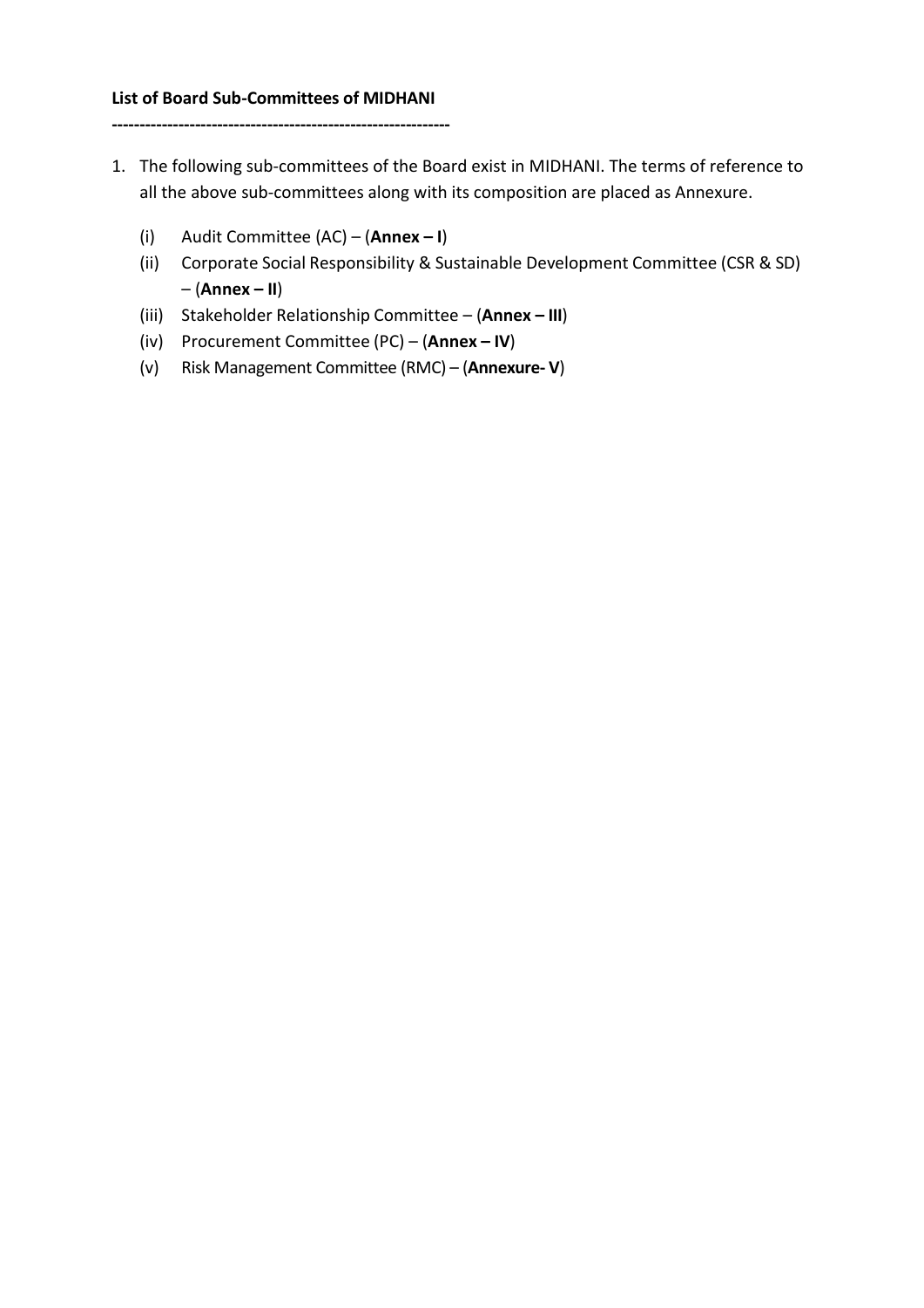**List of Board Sub-Committees of MIDHANI**

**------------------------------------------------------------**

1. The following sub-committees of the Board exist in MIDHANI. The terms of reference to all the above sub-committees along with its composition are placed as Annexure.

    (i) Audit Committee (AC) – (**Annex – I**)

    (ii) Corporate Social Responsibility & Sustainable Development Committee (CSR & SD) – (**Annex – II**)

    (iii) Stakeholder Relationship Committee – (**Annex – III**)

    (iv) Procurement Committee (PC) – (**Annex – IV**)

    (v) Risk Management Committee (RMC) – (**Annexure- V**)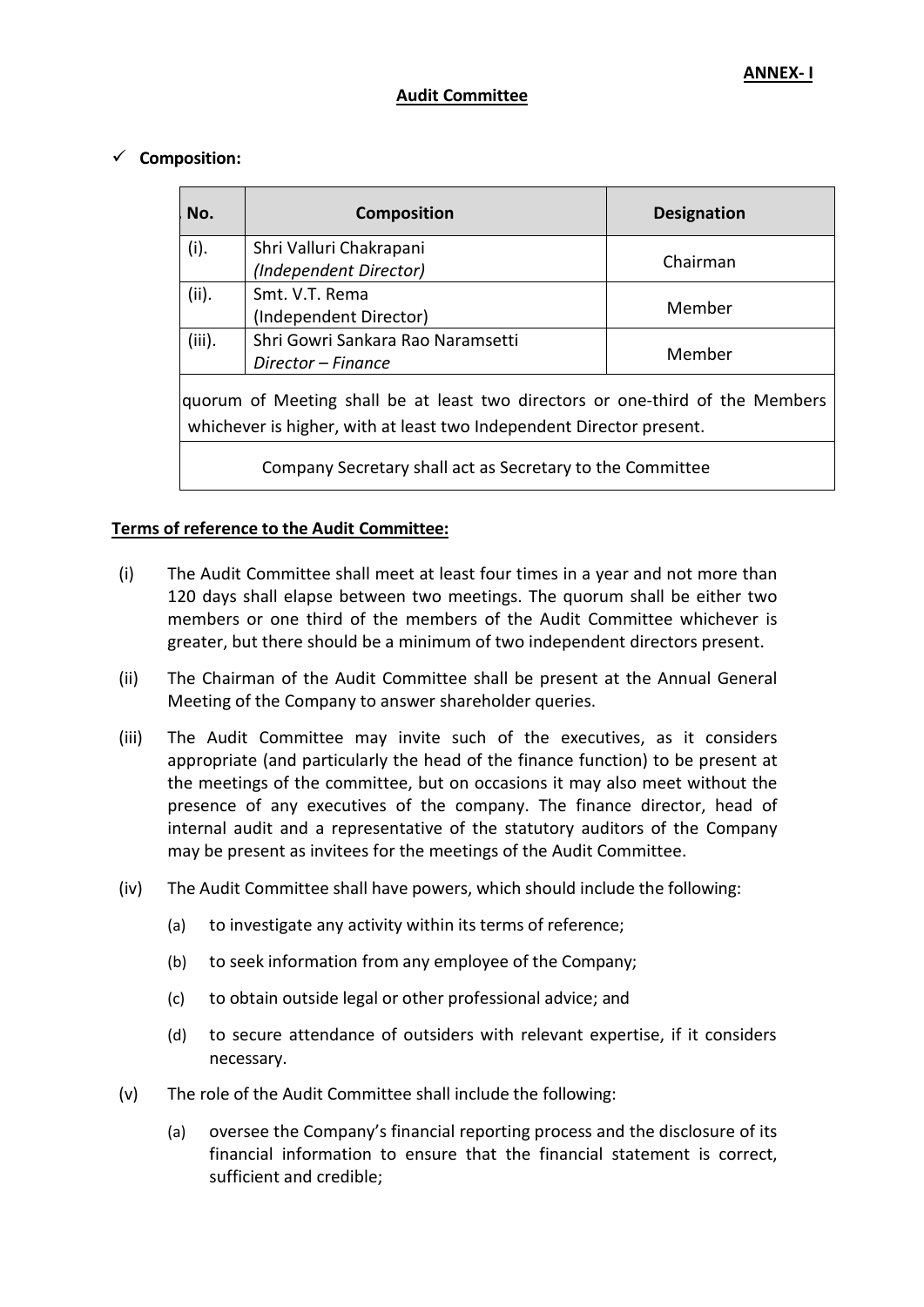**ANNEX- I**

## Audit Committee

✓ **Composition:**

| No. | Composition | Designation |
|---|---|---|
| (i). | Shri Valluri Chakrapani<br>*(Independent Director)* | Chairman |
| (ii). | Smt. V.T. Rema<br>(Independent Director) | Member |
| (iii). | Shri Gowri Sankara Rao Naramsetti<br>*Director – Finance* | Member |
| quorum of Meeting shall be at least two directors or one-third of the Members whichever is higher, with at least two Independent Director present. | | |
| Company Secretary shall act as Secretary to the Committee | | |

**Terms of reference to the Audit Committee:**

(i) The Audit Committee shall meet at least four times in a year and not more than 120 days shall elapse between two meetings. The quorum shall be either two members or one third of the members of the Audit Committee whichever is greater, but there should be a minimum of two independent directors present.

(ii) The Chairman of the Audit Committee shall be present at the Annual General Meeting of the Company to answer shareholder queries.

(iii) The Audit Committee may invite such of the executives, as it considers appropriate (and particularly the head of the finance function) to be present at the meetings of the committee, but on occasions it may also meet without the presence of any executives of the company. The finance director, head of internal audit and a representative of the statutory auditors of the Company may be present as invitees for the meetings of the Audit Committee.

(iv) The Audit Committee shall have powers, which should include the following:

   (a) to investigate any activity within its terms of reference;

   (b) to seek information from any employee of the Company;

   (c) to obtain outside legal or other professional advice; and

   (d) to secure attendance of outsiders with relevant expertise, if it considers necessary.

(v) The role of the Audit Committee shall include the following:

   (a) oversee the Company's financial reporting process and the disclosure of its financial information to ensure that the financial statement is correct, sufficient and credible;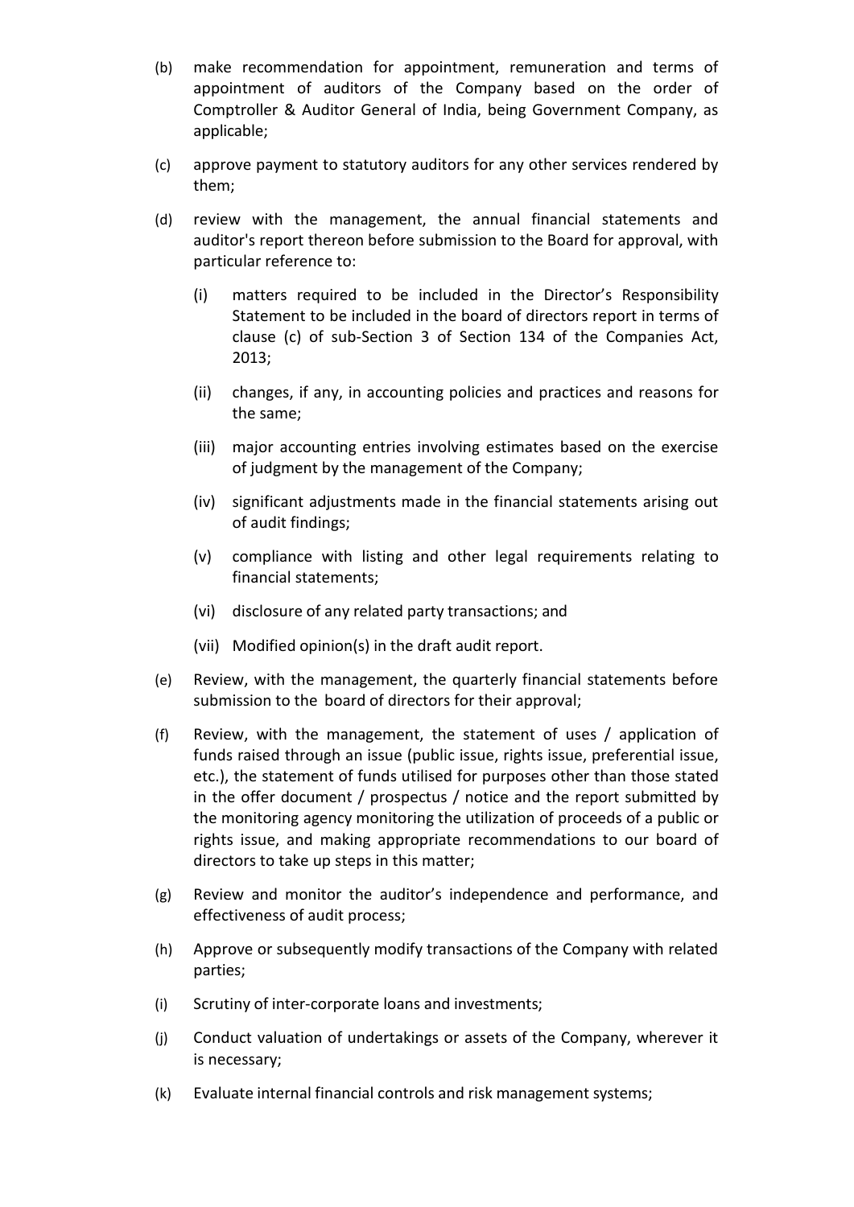(b) make recommendation for appointment, remuneration and terms of appointment of auditors of the Company based on the order of Comptroller & Auditor General of India, being Government Company, as applicable;

(c) approve payment to statutory auditors for any other services rendered by them;

(d) review with the management, the annual financial statements and auditor's report thereon before submission to the Board for approval, with particular reference to:

   (i) matters required to be included in the Director's Responsibility Statement to be included in the board of directors report in terms of clause (c) of sub-Section 3 of Section 134 of the Companies Act, 2013;

   (ii) changes, if any, in accounting policies and practices and reasons for the same;

   (iii) major accounting entries involving estimates based on the exercise of judgment by the management of the Company;

   (iv) significant adjustments made in the financial statements arising out of audit findings;

   (v) compliance with listing and other legal requirements relating to financial statements;

   (vi) disclosure of any related party transactions; and

   (vii) Modified opinion(s) in the draft audit report.

(e) Review, with the management, the quarterly financial statements before submission to the board of directors for their approval;

(f) Review, with the management, the statement of uses / application of funds raised through an issue (public issue, rights issue, preferential issue, etc.), the statement of funds utilised for purposes other than those stated in the offer document / prospectus / notice and the report submitted by the monitoring agency monitoring the utilization of proceeds of a public or rights issue, and making appropriate recommendations to our board of directors to take up steps in this matter;

(g) Review and monitor the auditor's independence and performance, and effectiveness of audit process;

(h) Approve or subsequently modify transactions of the Company with related parties;

(i) Scrutiny of inter-corporate loans and investments;

(j) Conduct valuation of undertakings or assets of the Company, wherever it is necessary;

(k) Evaluate internal financial controls and risk management systems;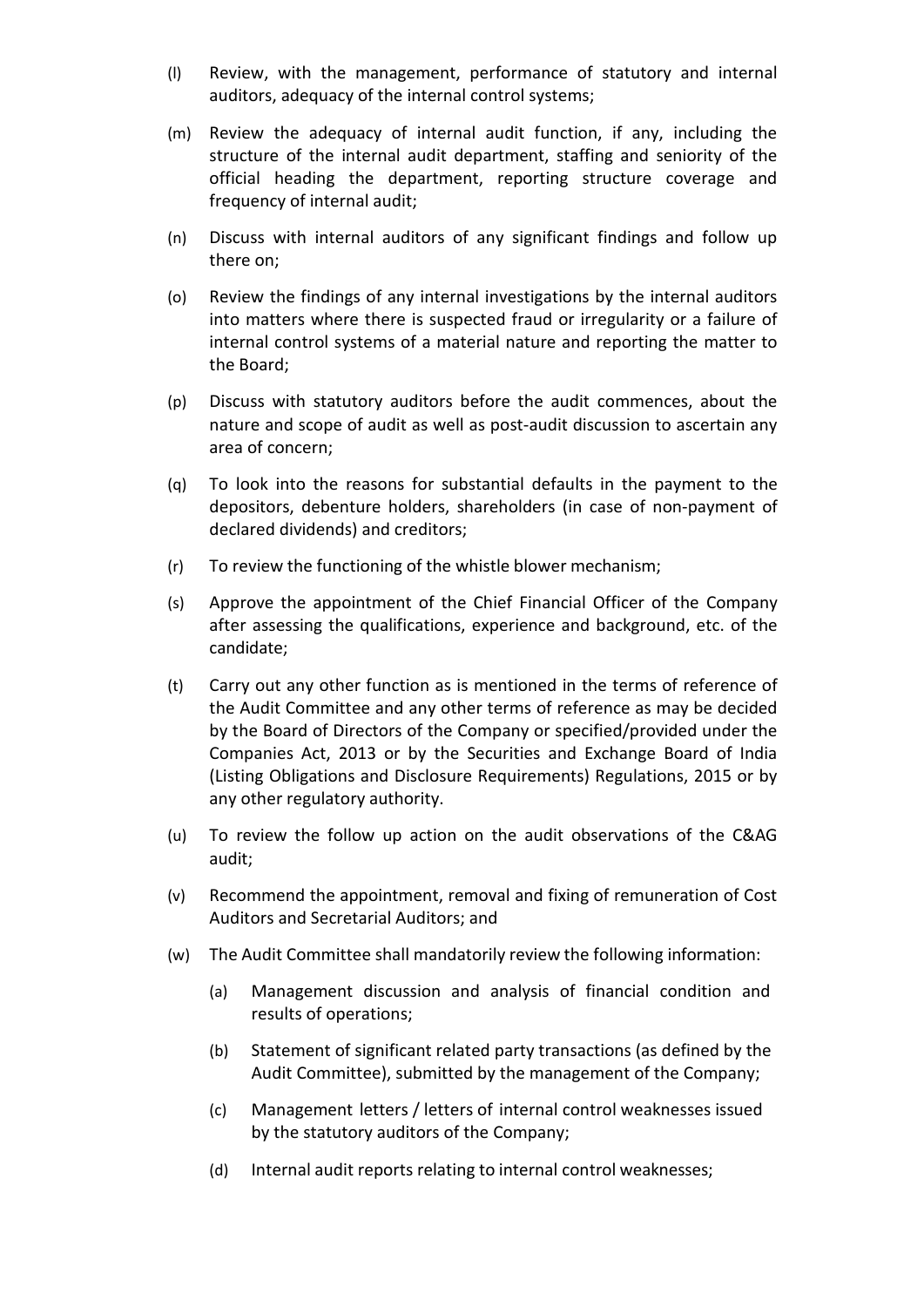(l) Review, with the management, performance of statutory and internal auditors, adequacy of the internal control systems;

(m) Review the adequacy of internal audit function, if any, including the structure of the internal audit department, staffing and seniority of the official heading the department, reporting structure coverage and frequency of internal audit;

(n) Discuss with internal auditors of any significant findings and follow up there on;

(o) Review the findings of any internal investigations by the internal auditors into matters where there is suspected fraud or irregularity or a failure of internal control systems of a material nature and reporting the matter to the Board;

(p) Discuss with statutory auditors before the audit commences, about the nature and scope of audit as well as post-audit discussion to ascertain any area of concern;

(q) To look into the reasons for substantial defaults in the payment to the depositors, debenture holders, shareholders (in case of non-payment of declared dividends) and creditors;

(r) To review the functioning of the whistle blower mechanism;

(s) Approve the appointment of the Chief Financial Officer of the Company after assessing the qualifications, experience and background, etc. of the candidate;

(t) Carry out any other function as is mentioned in the terms of reference of the Audit Committee and any other terms of reference as may be decided by the Board of Directors of the Company or specified/provided under the Companies Act, 2013 or by the Securities and Exchange Board of India (Listing Obligations and Disclosure Requirements) Regulations, 2015 or by any other regulatory authority.

(u) To review the follow up action on the audit observations of the C&AG audit;

(v) Recommend the appointment, removal and fixing of remuneration of Cost Auditors and Secretarial Auditors; and

(w) The Audit Committee shall mandatorily review the following information:

    (a) Management discussion and analysis of financial condition and results of operations;

    (b) Statement of significant related party transactions (as defined by the Audit Committee), submitted by the management of the Company;

    (c) Management letters / letters of internal control weaknesses issued by the statutory auditors of the Company;

    (d) Internal audit reports relating to internal control weaknesses;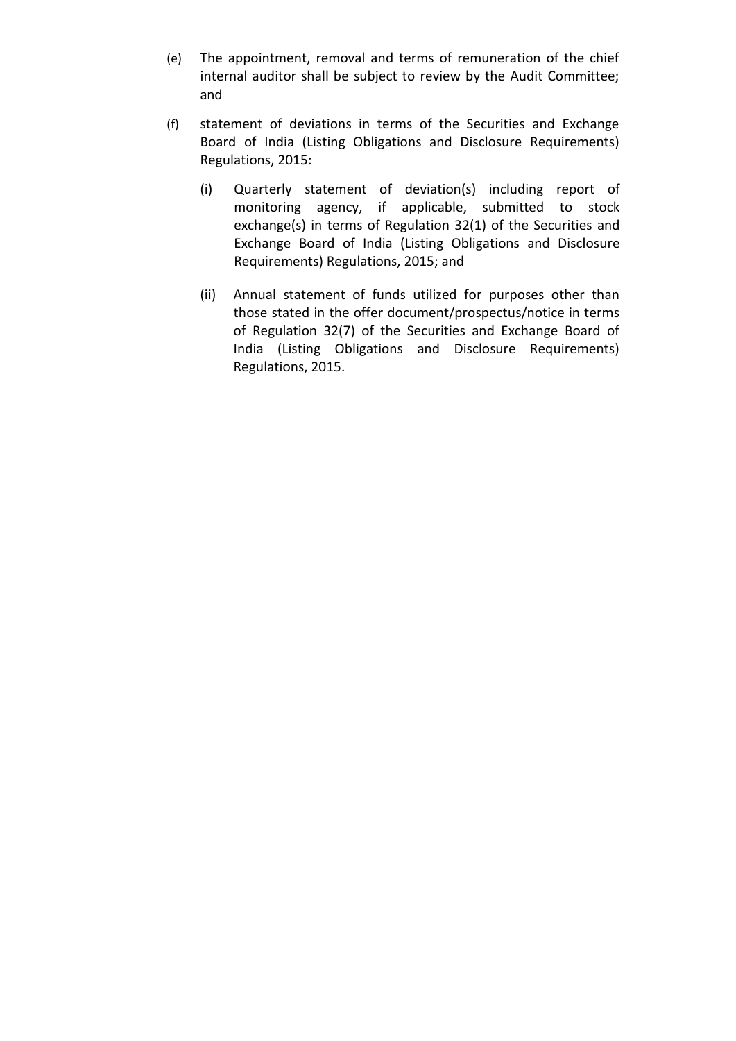(e) The appointment, removal and terms of remuneration of the chief internal auditor shall be subject to review by the Audit Committee; and

(f) statement of deviations in terms of the Securities and Exchange Board of India (Listing Obligations and Disclosure Requirements) Regulations, 2015:

   (i) Quarterly statement of deviation(s) including report of monitoring agency, if applicable, submitted to stock exchange(s) in terms of Regulation 32(1) of the Securities and Exchange Board of India (Listing Obligations and Disclosure Requirements) Regulations, 2015; and

   (ii) Annual statement of funds utilized for purposes other than those stated in the offer document/prospectus/notice in terms of Regulation 32(7) of the Securities and Exchange Board of India (Listing Obligations and Disclosure Requirements) Regulations, 2015.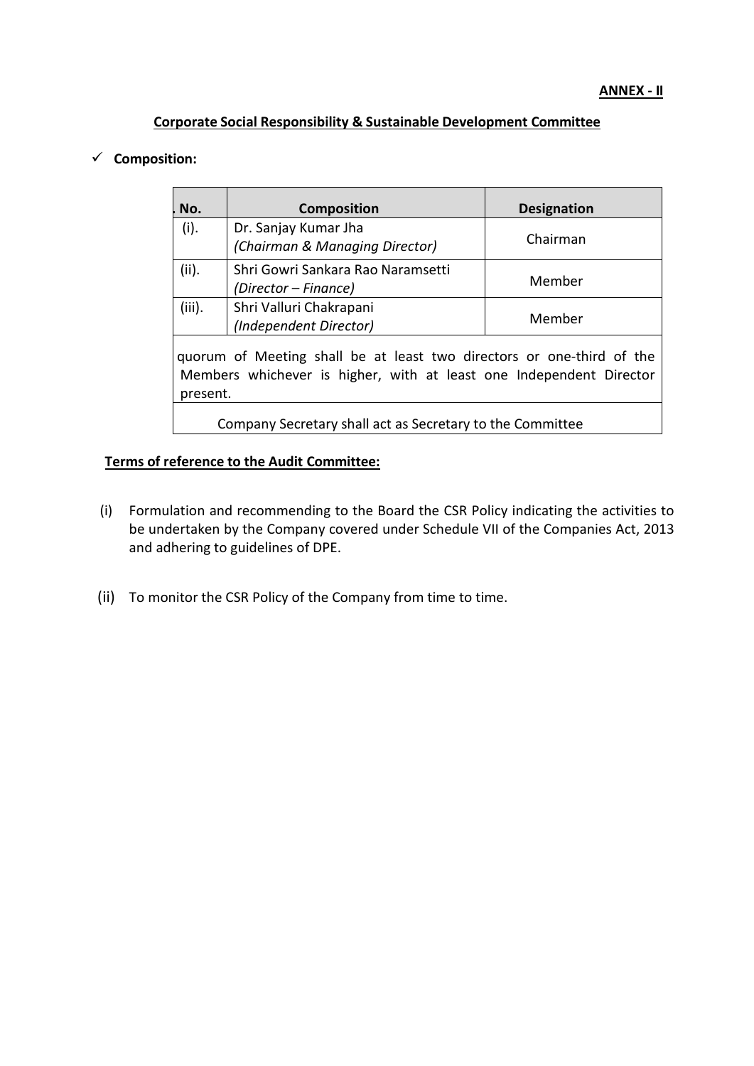**ANNEX - II**

**Corpororate Social Responsibility & Sustainable Development Committee**

✓ **Composition:**

| . No. | Composition | Designation |
|---|---|---|
| (i). | Dr. Sanjay Kumar Jha<br>*(Chairman & Managing Director)* | Chairman |
| (ii). | Shri Gowri Sankara Rao Naramsetti<br>*(Director – Finance)* | Member |
| (iii). | Shri Valluri Chakrapani<br>*(Independent Director)* | Member |
| quorum of Meeting shall be at least two directors or one-third of the Members whichever is higher, with at least one Independent Director present. | | |
| Company Secretary shall act as Secretary to the Committee | | |

**Terms of reference to the Audit Committee:**

(i) Formulation and recommending to the Board the CSR Policy indicating the activities to be undertaken by the Company covered under Schedule VII of the Companies Act, 2013 and adhering to guidelines of DPE.

(ii) To monitor the CSR Policy of the Company from time to time.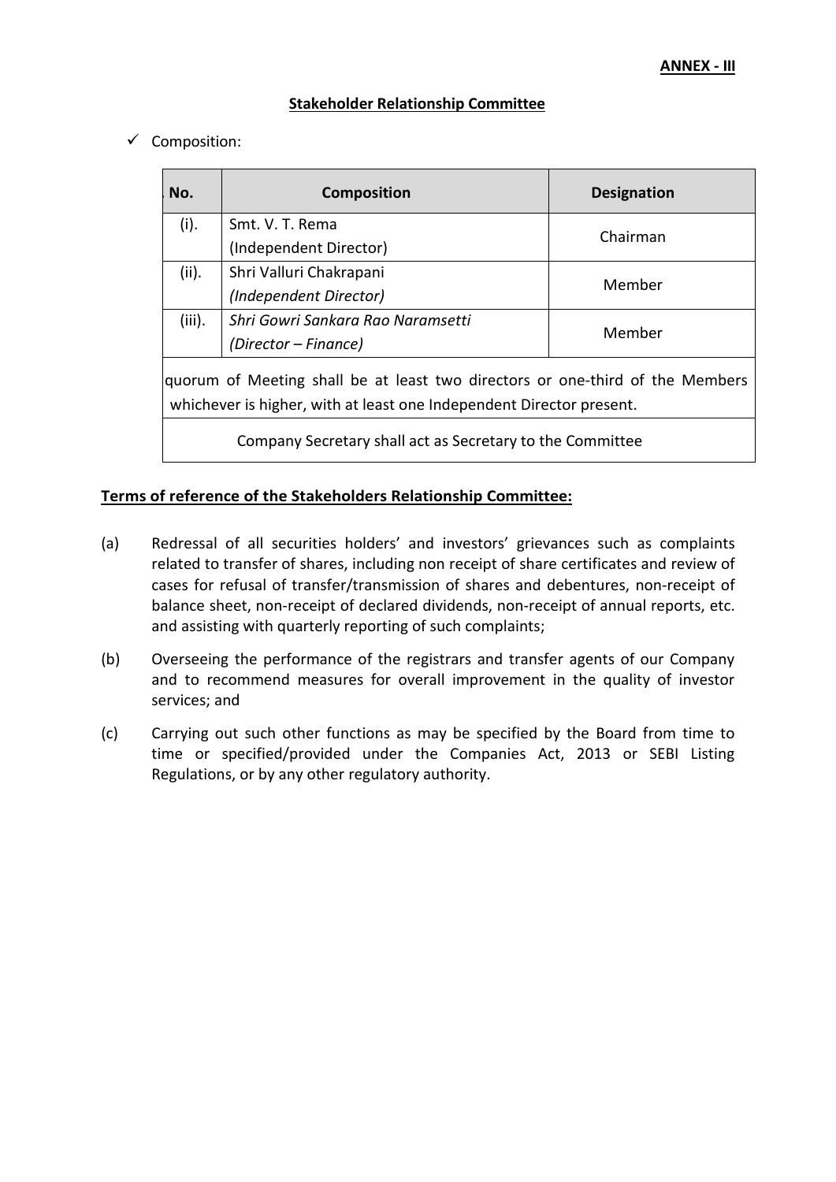**ANNEX - III**

**Stakeholder Relationship Committee**

✓ Composition:

| No. | Composition | Designation |
|---|---|---|
| (i). | Smt. V. T. Rema (Independent Director) | Chairman |
| (ii). | Shri Valluri Chakrapani *(Independent Director)* | Member |
| (iii). | *Shri Gowri Sankara Rao Naramsetti (Director – Finance)* | Member |
| quorum of Meeting shall be at least two directors or one-third of the Members whichever is higher, with at least one Independent Director present. | | |
| Company Secretary shall act as Secretary to the Committee | | |

**Terms of reference of the Stakeholders Relationship Committee:**

(a) Redressal of all securities holders' and investors' grievances such as complaints related to transfer of shares, including non receipt of share certificates and review of cases for refusal of transfer/transmission of shares and debentures, non-receipt of balance sheet, non-receipt of declared dividends, non-receipt of annual reports, etc. and assisting with quarterly reporting of such complaints;

(b) Overseeing the performance of the registrars and transfer agents of our Company and to recommend measures for overall improvement in the quality of investor services; and

(c) Carrying out such other functions as may be specified by the Board from time to time or specified/provided under the Companies Act, 2013 or SEBI Listing Regulations, or by any other regulatory authority.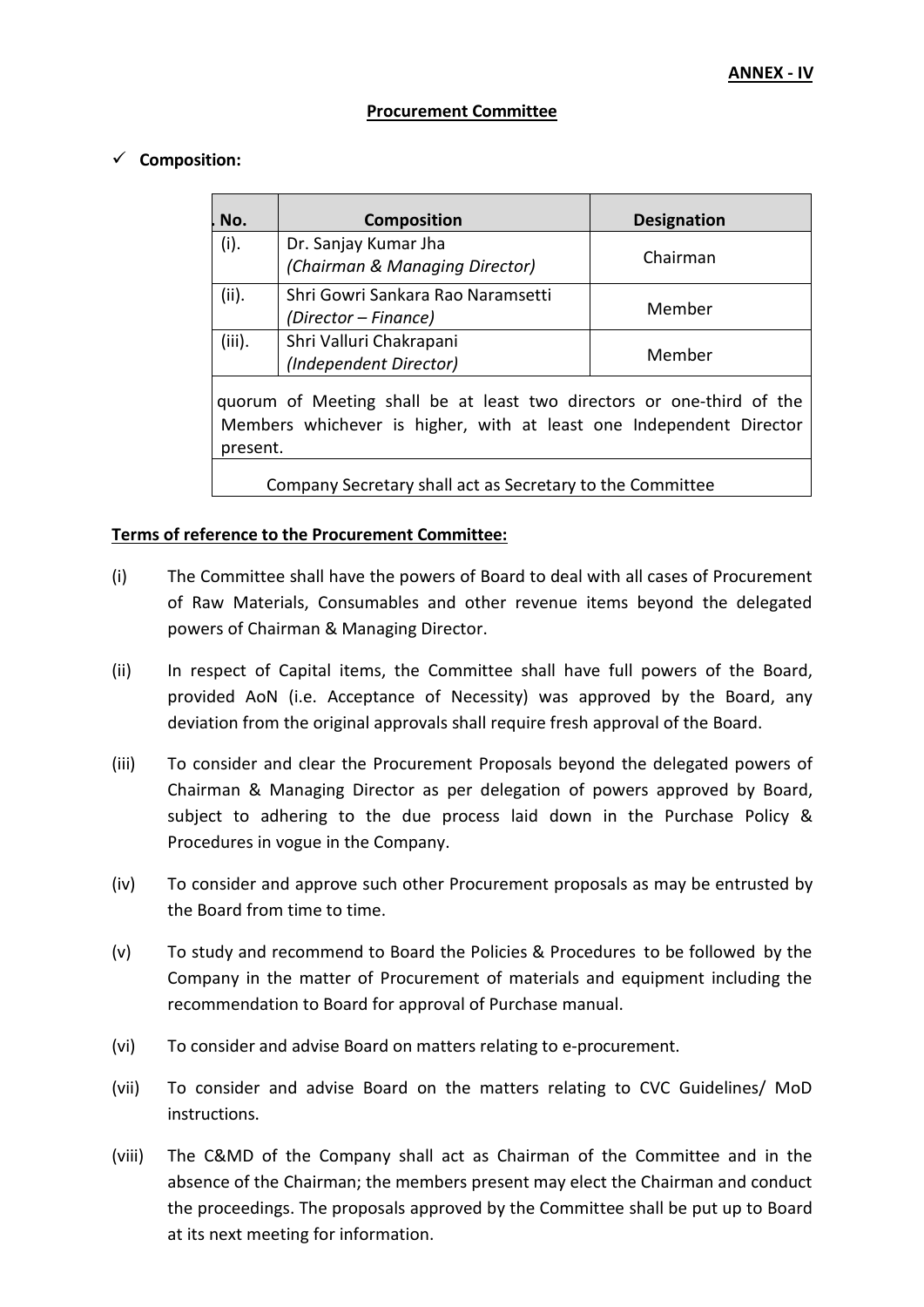**ANNEX - IV**

**Procurement Committee**

✓ **Composition:**

| . No. | Composition | Designation |
|---|---|---|
| (i). | Dr. Sanjay Kumar Jha<br>*(Chairman & Managing Director)* | Chairman |
| (ii). | Shri Gowri Sankara Rao Naramsetti<br>*(Director – Finance)* | Member |
| (iii). | Shri Valluri Chakrapani<br>*(Independent Director)* | Member |
| quorum of Meeting shall be at least two directors or one-third of the Members whichever is higher, with at least one Independent Director present. | | |
| Company Secretary shall act as Secretary to the Committee | | |

**Terms of reference to the Procurement Committee:**

(i) The Committee shall have the powers of Board to deal with all cases of Procurement of Raw Materials, Consumables and other revenue items beyond the delegated powers of Chairman & Managing Director.

(ii) In respect of Capital items, the Committee shall have full powers of the Board, provided AoN (i.e. Acceptance of Necessity) was approved by the Board, any deviation from the original approvals shall require fresh approval of the Board.

(iii) To consider and clear the Procurement Proposals beyond the delegated powers of Chairman & Managing Director as per delegation of powers approved by Board, subject to adhering to the due process laid down in the Purchase Policy & Procedures in vogue in the Company.

(iv) To consider and approve such other Procurement proposals as may be entrusted by the Board from time to time.

(v) To study and recommend to Board the Policies & Procedures to be followed by the Company in the matter of Procurement of materials and equipment including the recommendation to Board for approval of Purchase manual.

(vi) To consider and advise Board on matters relating to e-procurement.

(vii) To consider and advise Board on the matters relating to CVC Guidelines/ MoD instructions.

(viii) The C&MD of the Company shall act as Chairman of the Committee and in the absence of the Chairman; the members present may elect the Chairman and conduct the proceedings. The proposals approved by the Committee shall be put up to Board at its next meeting for information.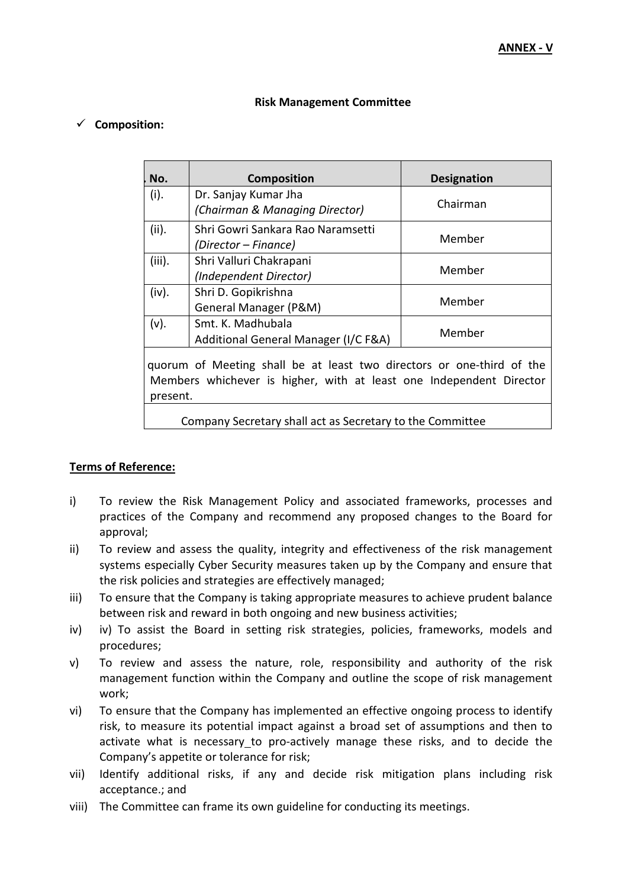**ANNEX - V**

**Risk Management Committee**

✓ **Composition:**

| . No. | Composition | Designation |
|---|---|---|
| (i). | Dr. Sanjay Kumar Jha *(Chairman & Managing Director)* | Chairman |
| (ii). | Shri Gowri Sankara Rao Naramsetti *(Director – Finance)* | Member |
| (iii). | Shri Valluri Chakrapani *(Independent Director)* | Member |
| (iv). | Shri D. Gopikrishna General Manager (P&M) | Member |
| (v). | Smt. K. Madhubala Additional General Manager (I/C F&A) | Member |
| quorum of Meeting shall be at least two directors or one-third of the Members whichever is higher, with at least one Independent Director present. | | |
| Company Secretary shall act as Secretary to the Committee | | |

**Terms of Reference:**

i) To review the Risk Management Policy and associated frameworks, processes and practices of the Company and recommend any proposed changes to the Board for approval;

ii) To review and assess the quality, integrity and effectiveness of the risk management systems especially Cyber Security measures taken up by the Company and ensure that the risk policies and strategies are effectively managed;

iii) To ensure that the Company is taking appropriate measures to achieve prudent balance between risk and reward in both ongoing and new business activities;

iv) iv) To assist the Board in setting risk strategies, policies, frameworks, models and procedures;

v) To review and assess the nature, role, responsibility and authority of the risk management function within the Company and outline the scope of risk management work;

vi) To ensure that the Company has implemented an effective ongoing process to identify risk, to measure its potential impact against a broad set of assumptions and then to activate what is necessary_to pro-actively manage these risks, and to decide the Company's appetite or tolerance for risk;

vii) Identify additional risks, if any and decide risk mitigation plans including risk acceptance.; and

viii) The Committee can frame its own guideline for conducting its meetings.